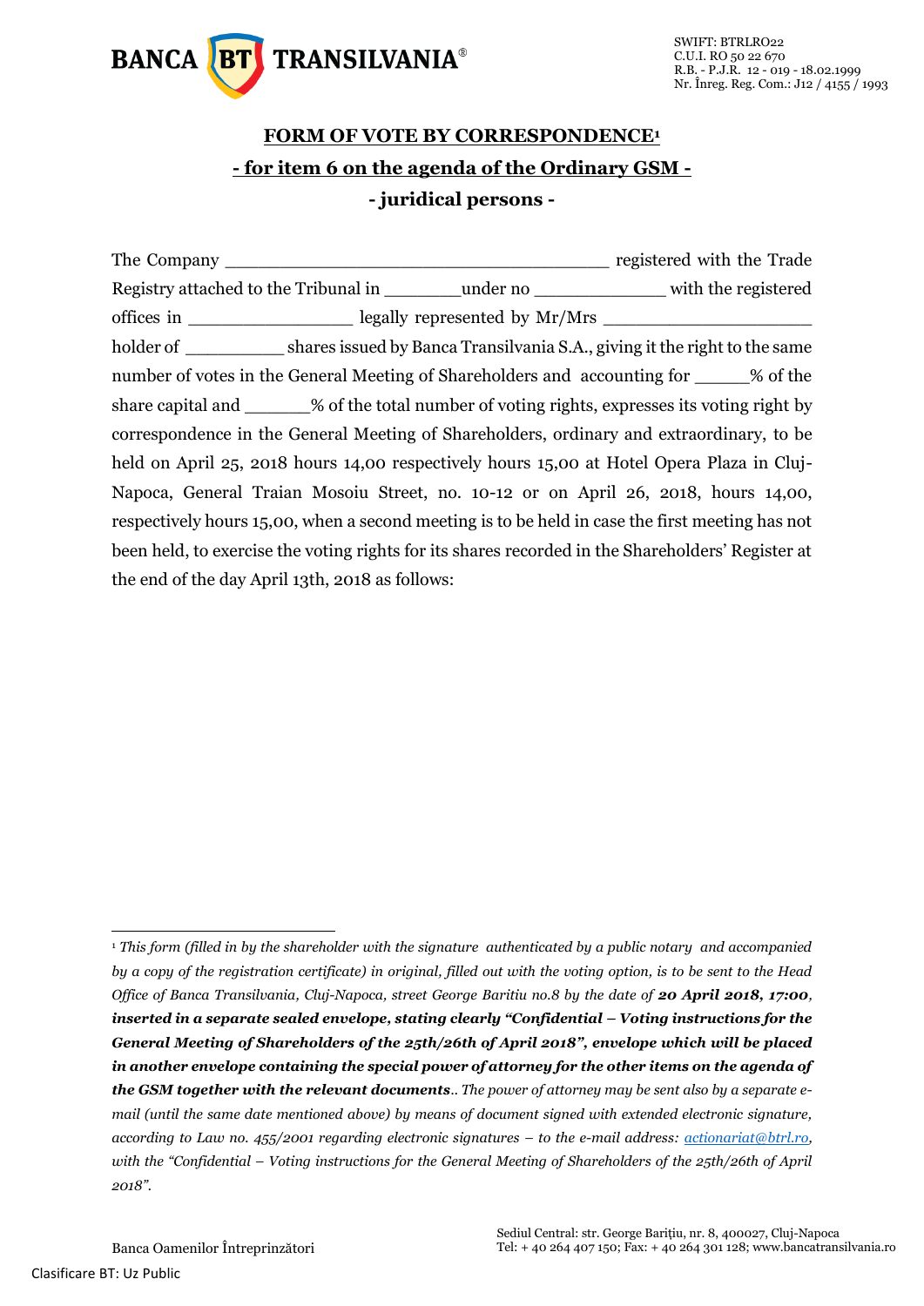# FORM OF VOTE BY CORRESPONDENCE[1]

## - for item 6 on the agenda of the Ordinary GSM -

## - juridical persons -

The Company ____________________________________ registered with the Trade Registry attached to the Tribunal in _______under no ____________ with the registered offices in _______________ legally represented by Mr/Mrs ___________________ holder of _________ shares issued by Banca Transilvania S.A., giving it the right to the same number of votes in the General Meeting of Shareholders and accounting for _____% of the share capital and ______% of the total number of voting rights, expresses its voting right by correspondence in the General Meeting of Shareholders, ordinary and extraordinary, to be held on April 25, 2018 hours 14,00 respectively hours 15,00 at Hotel Opera Plaza in Cluj-Napoca, General Traian Mosoiu Street, no. 10-12 or on April 26, 2018, hours 14,00, respectively hours 15,00, when a second meeting is to be held in case the first meeting has not been held, to exercise the voting rights for its shares recorded in the Shareholders' Register at the end of the day April 13th, 2018 as follows:

---

[1] *This form (filled in by the shareholder with the signature authenticated by a public notary and accompanied by a copy of the registration certificate) in original, filled out with the voting option, is to be sent to the Head Office of Banca Transilvania, Cluj-Napoca, street George Baritiu no.8 by the date of* ***20 April 2018, 17:00, inserted in a separate sealed envelope, stating clearly "Confidential – Voting instructions for the General Meeting of Shareholders of the 25th/26th of April 2018", envelope which will be placed in another envelope containing the special power of attorney for the other items on the agenda of the GSM together with the relevant documents****.. The power of attorney may be sent also by a separate e-mail (until the same date mentioned above) by means of document signed with extended electronic signature, according to Law no. 455/2001 regarding electronic signatures – to the e-mail address: actionariat@btrl.ro, with the "Confidential – Voting instructions for the General Meeting of Shareholders of the 25th/26th of April 2018".*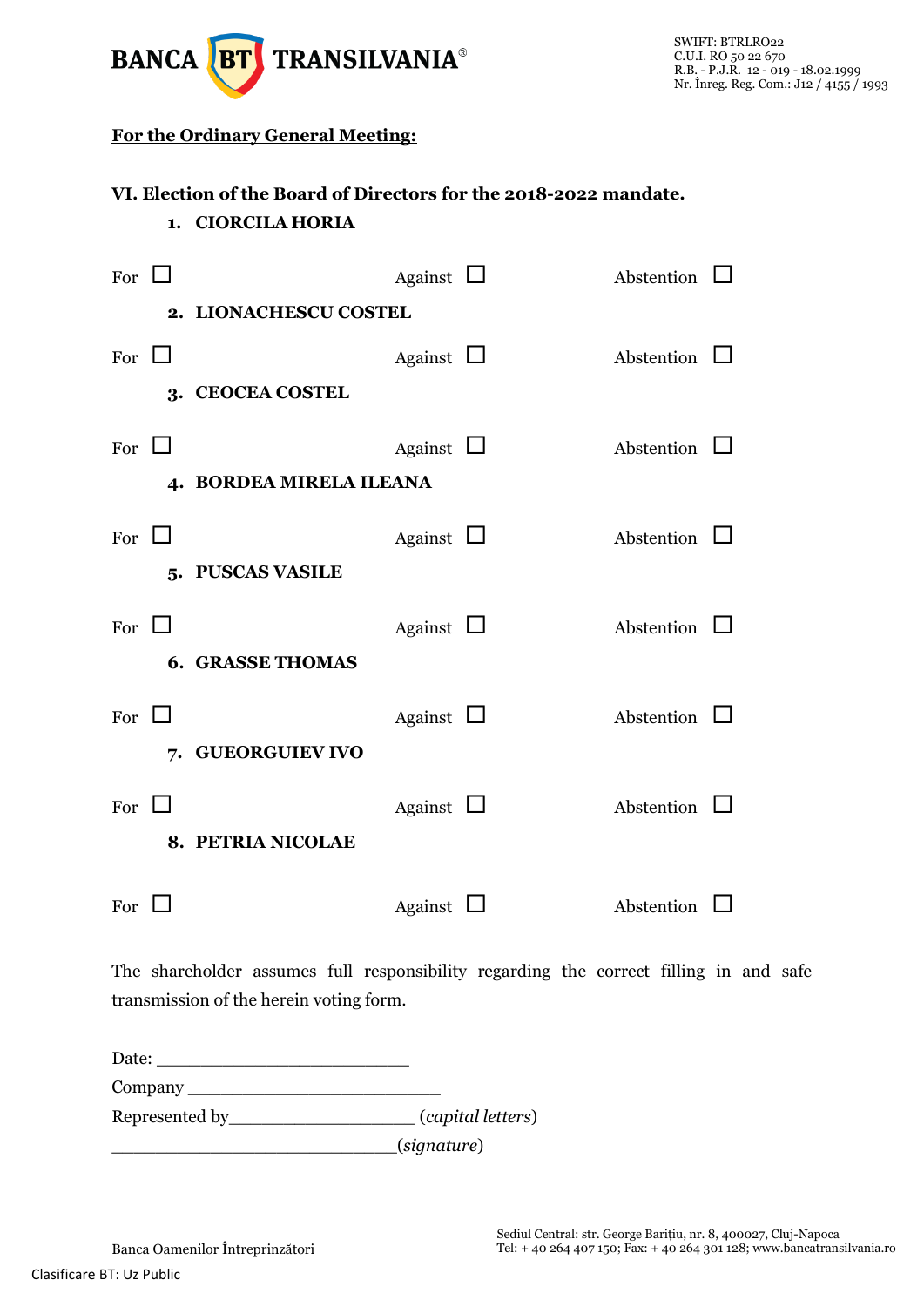BANCA BT TRANSILVANIA®

SWIFT: BTRLRO22
C.U.I. RO 50 22 670
R.B. - P.J.R. 12 - 019 - 18.02.1999
Nr. Înreg. Reg. Com.: J12 / 4155 / 1993

**<u>For the Ordinary General Meeting:</u>**

**VI. Election of the Board of Directors for the 2018-2022 mandate.**

1. **CIORCILA HORIA**

For ☐ Against ☐ Abstention ☐

2. **LIONACHESCU COSTEL**

For ☐ Against ☐ Abstention ☐

3. **CEOCEA COSTEL**

For ☐ Against ☐ Abstention ☐

4. **BORDEA MIRELA ILEANA**

For ☐ Against ☐ Abstention ☐

5. **PUSCAS VASILE**

For ☐ Against ☐ Abstention ☐

6. **GRASSE THOMAS**

For ☐ Against ☐ Abstention ☐

7. **GUEORGUIEV IVO**

For ☐ Against ☐ Abstention ☐

8. **PETRIA NICOLAE**

For ☐ Against ☐ Abstention ☐

The shareholder assumes full responsibility regarding the correct filling in and safe transmission of the herein voting form.

Date: ________________________

Company ________________________

Represented by__________________ (*capital letters*)

___________________________(*signature*)

Banca Oamenilor Întreprinzători

Sediul Central: str. George Barițiu, nr. 8, 400027, Cluj-Napoca
Tel: + 40 264 407 150; Fax: + 40 264 301 128; www.bancatransilvania.ro

Clasificare BT: Uz Public